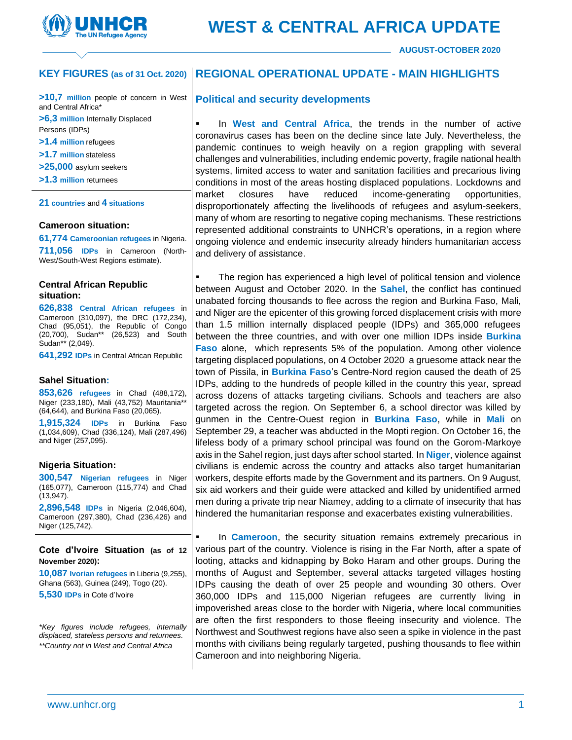# WEST & CENTRAL AFRICA UPDATE

**AUGUST-OCTOBER 2020**

## KEY FIGURES (as of 31 Oct. 2020)

**>10,7 million** people of concern in West and Central Africa*

**>6,3 million** Internally Displaced Persons (IDPs)

**>1.4 million** refugees

**>1.7 million** stateless

**>25,000** asylum seekers

**>1.3 million** returnees

**21 countries** and **4 situations**

### Cameroon situation:

**61,774 Cameroonian refugees** in Nigeria.

**711,056 IDPs** in Cameroon (North-West/South-West Regions estimate).

### Central African Republic situation:

**626,838 Central African refugees** in Cameroon (310,097), the DRC (172,234), Chad (95,051), the Republic of Congo (20,700), Sudan** (26,523) and South Sudan** (2,049).

**641,292 IDPs** in Central African Republic

### Sahel Situation:

**853,626 refugees** in Chad (488,172), Niger (233,180), Mali (43,752) Mauritania** (64,644), and Burkina Faso (20,065).

**1,915,324 IDPs** in Burkina Faso (1,034,609), Chad (336,124), Mali (287,496) and Niger (257,095).

### Nigeria Situation:

**300,547 Nigerian refugees** in Niger (165,077), Cameroon (115,774) and Chad (13,947).

**2,896,548 IDPs** in Nigeria (2,046,604), Cameroon (297,380), Chad (236,426) and Niger (125,742).

### Cote d'Ivoire Situation (as of 12 November 2020):

**10,087 Ivorian refugees** in Liberia (9,255), Ghana (563), Guinea (249), Togo (20).

**5,530 IDPs** in Cote d'Ivoire

*\*Key figures include refugees, internally displaced, stateless persons and returnees.*
*\*\*Country not in West and Central Africa*

## REGIONAL OPERATIONAL UPDATE - MAIN HIGHLIGHTS

### Political and security developments

- In **West and Central Africa**, the trends in the number of active coronavirus cases has been on the decline since late July. Nevertheless, the pandemic continues to weigh heavily on a region grappling with several challenges and vulnerabilities, including endemic poverty, fragile national health systems, limited access to water and sanitation facilities and precarious living conditions in most of the areas hosting displaced populations. Lockdowns and market closures have reduced income-generating opportunities, disproportionately affecting the livelihoods of refugees and asylum-seekers, many of whom are resorting to negative coping mechanisms. These restrictions represented additional constraints to UNHCR's operations, in a region where ongoing violence and endemic insecurity already hinders humanitarian access and delivery of assistance.

- The region has experienced a high level of political tension and violence between August and October 2020. In the **Sahel**, the conflict has continued unabated forcing thousands to flee across the region and Burkina Faso, Mali, and Niger are the epicenter of this growing forced displacement crisis with more than 1.5 million internally displaced people (IDPs) and 365,000 refugees between the three countries, and with over one million IDPs inside **Burkina Faso** alone, which represents 5% of the population. Among other violence targeting displaced populations, on 4 October 2020 a gruesome attack near the town of Pissila, in **Burkina Faso**'s Centre-Nord region caused the death of 25 IDPs, adding to the hundreds of people killed in the country this year, spread across dozens of attacks targeting civilians. Schools and teachers are also targeted across the region. On September 6, a school director was killed by gunmen in the Centre-Ouest region in **Burkina Faso**, while in **Mali** on September 29, a teacher was abducted in the Mopti region. On October 16, the lifeless body of a primary school principal was found on the Gorom-Markoye axis in the Sahel region, just days after school started. In **Niger**, violence against civilians is endemic across the country and attacks also target humanitarian workers, despite efforts made by the Government and its partners. On 9 August, six aid workers and their guide were attacked and killed by unidentified armed men during a private trip near Niamey, adding to a climate of insecurity that has hindered the humanitarian response and exacerbates existing vulnerabilities.

- In **Cameroon**, the security situation remains extremely precarious in various part of the country. Violence is rising in the Far North, after a spate of looting, attacks and kidnapping by Boko Haram and other groups. During the months of August and September, several attacks targeted villages hosting IDPs causing the death of over 25 people and wounding 30 others. Over 360,000 IDPs and 115,000 Nigerian refugees are currently living in impoverished areas close to the border with Nigeria, where local communities are often the first responders to those fleeing insecurity and violence. The Northwest and Southwest regions have also seen a spike in violence in the past months with civilians being regularly targeted, pushing thousands to flee within Cameroon and into neighboring Nigeria.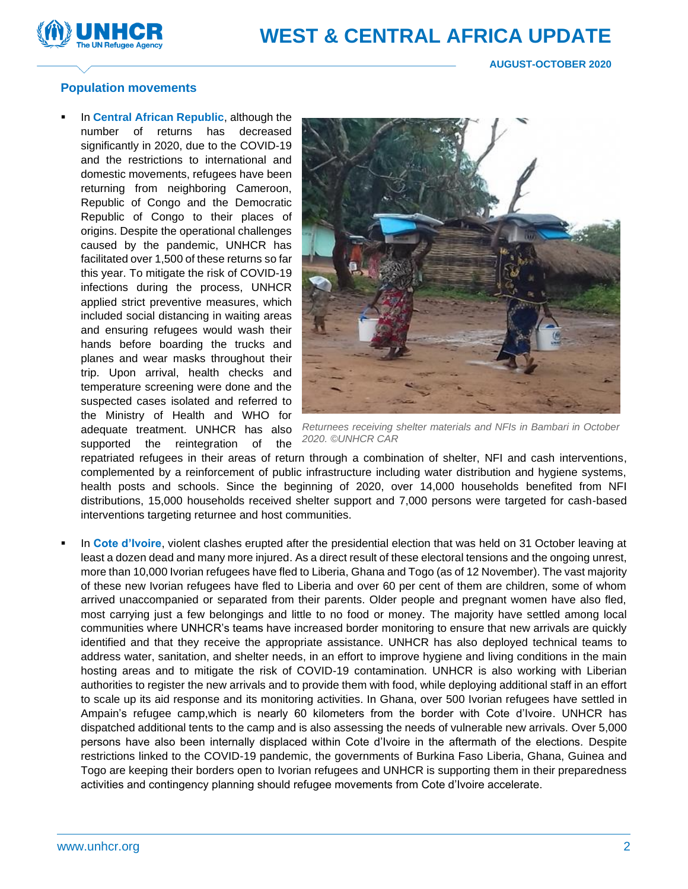## Population movements

- In **Central African Republic**, although the number of returns has decreased significantly in 2020, due to the COVID-19 and the restrictions to international and domestic movements, refugees have been returning from neighboring Cameroon, Republic of Congo and the Democratic Republic of Congo to their places of origins. Despite the operational challenges caused by the pandemic, UNHCR has facilitated over 1,500 of these returns so far this year. To mitigate the risk of COVID-19 infections during the process, UNHCR applied strict preventive measures, which included social distancing in waiting areas and ensuring refugees would wash their hands before boarding the trucks and planes and wear masks throughout their trip. Upon arrival, health checks and temperature screening were done and the suspected cases isolated and referred to the Ministry of Health and WHO for adequate treatment. UNHCR has also supported the reintegration of the repatriated refugees in their areas of return through a combination of shelter, NFI and cash interventions, complemented by a reinforcement of public infrastructure including water distribution and hygiene systems, health posts and schools. Since the beginning of 2020, over 14,000 households benefited from NFI distributions, 15,000 households received shelter support and 7,000 persons were targeted for cash-based interventions targeting returnee and host communities.

*Returnees receiving shelter materials and NFIs in Bambari in October 2020. ©UNHCR CAR*

- In **Cote d'Ivoire**, violent clashes erupted after the presidential election that was held on 31 October leaving at least a dozen dead and many more injured. As a direct result of these electoral tensions and the ongoing unrest, more than 10,000 Ivorian refugees have fled to Liberia, Ghana and Togo (as of 12 November). The vast majority of these new Ivorian refugees have fled to Liberia and over 60 per cent of them are children, some of whom arrived unaccompanied or separated from their parents. Older people and pregnant women have also fled, most carrying just a few belongings and little to no food or money. The majority have settled among local communities where UNHCR's teams have increased border monitoring to ensure that new arrivals are quickly identified and that they receive the appropriate assistance. UNHCR has also deployed technical teams to address water, sanitation, and shelter needs, in an effort to improve hygiene and living conditions in the main hosting areas and to mitigate the risk of COVID-19 contamination. UNHCR is also working with Liberian authorities to register the new arrivals and to provide them with food, while deploying additional staff in an effort to scale up its aid response and its monitoring activities. In Ghana, over 500 Ivorian refugees have settled in Ampain's refugee camp,which is nearly 60 kilometers from the border with Cote d'Ivoire. UNHCR has dispatched additional tents to the camp and is also assessing the needs of vulnerable new arrivals. Over 5,000 persons have also been internally displaced within Cote d'Ivoire in the aftermath of the elections. Despite restrictions linked to the COVID-19 pandemic, the governments of Burkina Faso Liberia, Ghana, Guinea and Togo are keeping their borders open to Ivorian refugees and UNHCR is supporting them in their preparedness activities and contingency planning should refugee movements from Cote d'Ivoire accelerate.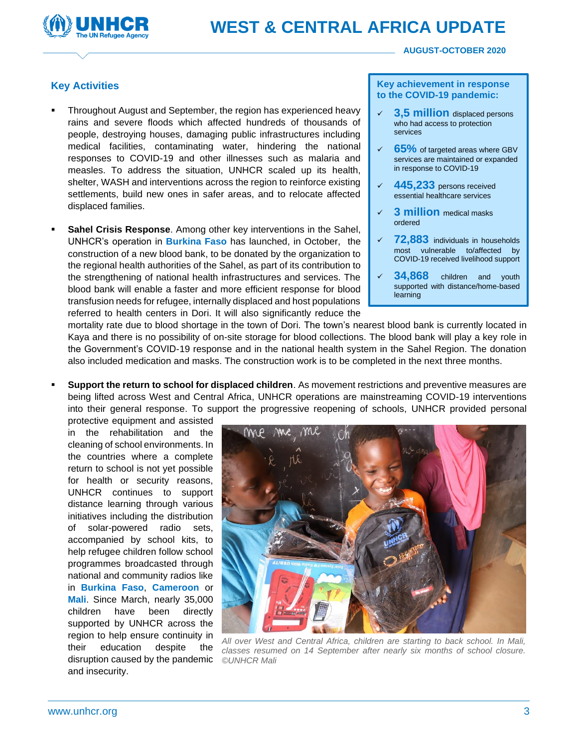# WEST & CENTRAL AFRICA UPDATE

**AUGUST-OCTOBER 2020**

## Key Activities

- Throughout August and September, the region has experienced heavy rains and severe floods which affected hundreds of thousands of people, destroying houses, damaging public infrastructures including medical facilities, contaminating water, hindering the national responses to COVID-19 and other illnesses such as malaria and measles. To address the situation, UNHCR scaled up its health, shelter, WASH and interventions across the region to reinforce existing settlements, build new ones in safer areas, and to relocate affected displaced families.

- **Sahel Crisis Response**. Among other key interventions in the Sahel, UNHCR's operation in **Burkina Faso** has launched, in October, the construction of a new blood bank, to be donated by the organization to the regional health authorities of the Sahel, as part of its contribution to the strengthening of national health infrastructures and services. The blood bank will enable a faster and more efficient response for blood transfusion needs for refugee, internally displaced and host populations referred to health centers in Dori. It will also significantly reduce the mortality rate due to blood shortage in the town of Dori. The town's nearest blood bank is currently located in Kaya and there is no possibility of on-site storage for blood collections. The blood bank will play a key role in the Government's COVID-19 response and in the national health system in the Sahel Region. The donation also included medication and masks. The construction work is to be completed in the next three months.

- **Support the return to school for displaced children**. As movement restrictions and preventive measures are being lifted across West and Central Africa, UNHCR operations are mainstreaming COVID-19 interventions into their general response. To support the progressive reopening of schools, UNHCR provided personal protective equipment and assisted in the rehabilitation and the cleaning of school environments. In the countries where a complete return to school is not yet possible for health or security reasons, UNHCR continues to support distance learning through various initiatives including the distribution of solar-powered radio sets, accompanied by school kits, to help refugee children follow school programmes broadcasted through national and community radios like in **Burkina Faso**, **Cameroon** or **Mali**. Since March, nearly 35,000 children have been directly supported by UNHCR across the region to help ensure continuity in their education despite the disruption caused by the pandemic and insecurity.

*All over West and Central Africa, children are starting to back school. In Mali, classes resumed on 14 September after nearly six months of school closure. ©UNHCR Mali*

### Key achievement in response to the COVID-19 pandemic:

- ✓ **3,5 million** displaced persons who had access to protection services
- ✓ **65%** of targeted areas where GBV services are maintained or expanded in response to COVID-19
- ✓ **445,233** persons received essential healthcare services
- ✓ **3 million** medical masks ordered
- ✓ **72,883** individuals in households most vulnerable to/affected by COVID-19 received livelihood support
- ✓ **34,868** children and youth supported with distance/home-based learning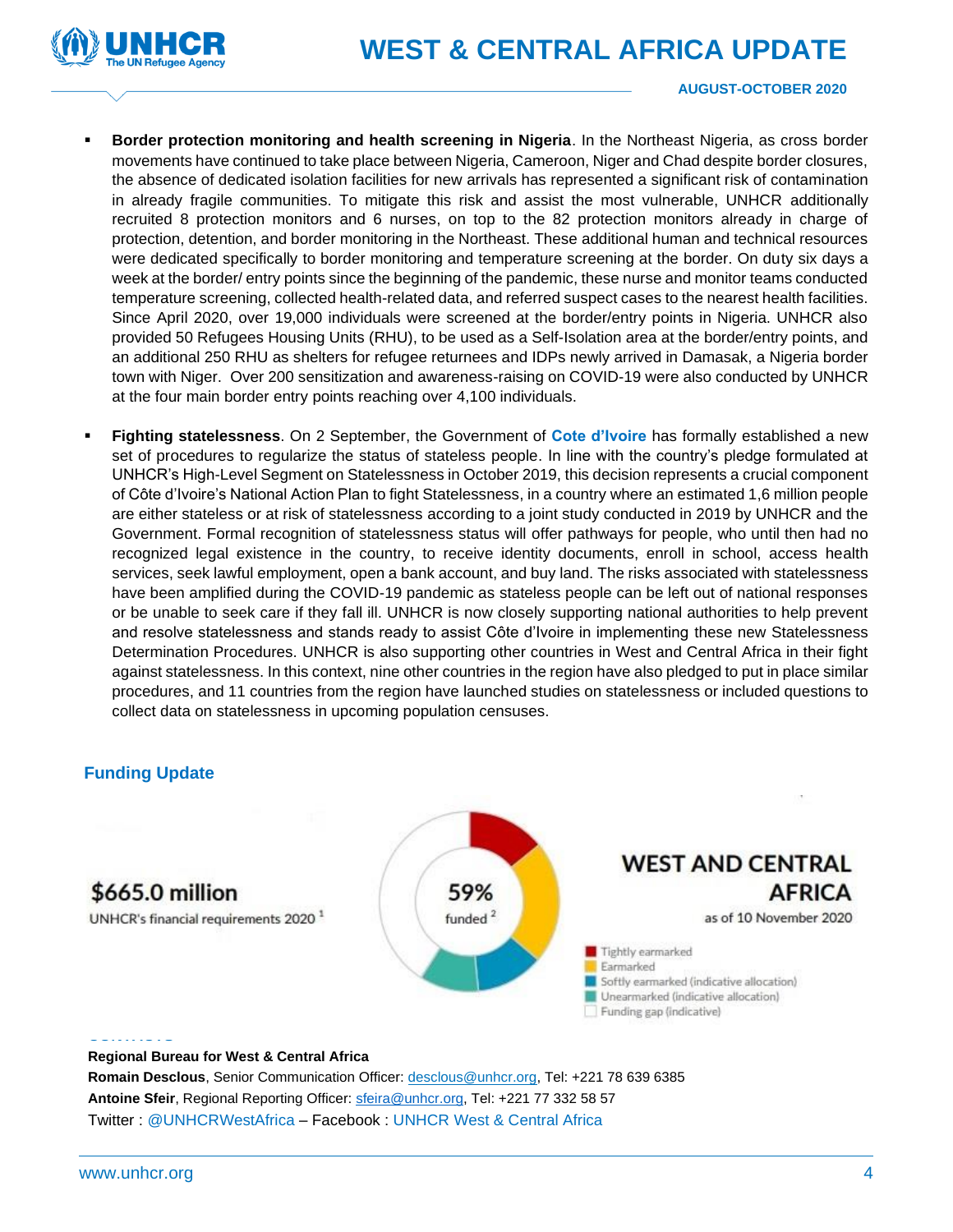- **Border protection monitoring and health screening in Nigeria**. In the Northeast Nigeria, as cross border movements have continued to take place between Nigeria, Cameroon, Niger and Chad despite border closures, the absence of dedicated isolation facilities for new arrivals has represented a significant risk of contamination in already fragile communities. To mitigate this risk and assist the most vulnerable, UNHCR additionally recruited 8 protection monitors and 6 nurses, on top to the 82 protection monitors already in charge of protection, detention, and border monitoring in the Northeast. These additional human and technical resources were dedicated specifically to border monitoring and temperature screening at the border. On duty six days a week at the border/ entry points since the beginning of the pandemic, these nurse and monitor teams conducted temperature screening, collected health-related data, and referred suspect cases to the nearest health facilities. Since April 2020, over 19,000 individuals were screened at the border/entry points in Nigeria. UNHCR also provided 50 Refugees Housing Units (RHU), to be used as a Self-Isolation area at the border/entry points, and an additional 250 RHU as shelters for refugee returnees and IDPs newly arrived in Damasak, a Nigeria border town with Niger. Over 200 sensitization and awareness-raising on COVID-19 were also conducted by UNHCR at the four main border entry points reaching over 4,100 individuals.

- **Fighting statelessness**. On 2 September, the Government of **Cote d'Ivoire** has formally established a new set of procedures to regularize the status of stateless people. In line with the country's pledge formulated at UNHCR's High-Level Segment on Statelessness in October 2019, this decision represents a crucial component of Côte d'Ivoire's National Action Plan to fight Statelessness, in a country where an estimated 1,6 million people are either stateless or at risk of statelessness according to a joint study conducted in 2019 by UNHCR and the Government. Formal recognition of statelessness status will offer pathways for people, who until then had no recognized legal existence in the country, to receive identity documents, enroll in school, access health services, seek lawful employment, open a bank account, and buy land. The risks associated with statelessness have been amplified during the COVID-19 pandemic as stateless people can be left out of national responses or be unable to seek care if they fall ill. UNHCR is now closely supporting national authorities to help prevent and resolve statelessness and stands ready to assist Côte d'Ivoire in implementing these new Statelessness Determination Procedures. UNHCR is also supporting other countries in West and Central Africa in their fight against statelessness. In this context, nine other countries in the region have also pledged to put in place similar procedures, and 11 countries from the region have launched studies on statelessness or included questions to collect data on statelessness in upcoming population censuses.

## Funding Update

$665.0 million

UNHCR's financial requirements 2020 [1]

59%

funded [2]

WEST AND CENTRAL AFRICA

as of 10 November 2020

Tightly earmarked

Earmarked

Softly earmarked (indicative allocation)

Unearmarked (indicative allocation)

Funding gap (indicative)

**Regional Bureau for West & Central Africa**

**Romain Desclous**, Senior Communication Officer: desclous@unhcr.org, Tel: +221 78 639 6385

**Antoine Sfeir**, Regional Reporting Officer: sfeira@unhcr.org, Tel: +221 77 332 58 57

Twitter : @UNHCRWestAfrica – Facebook : UNHCR West & Central Africa